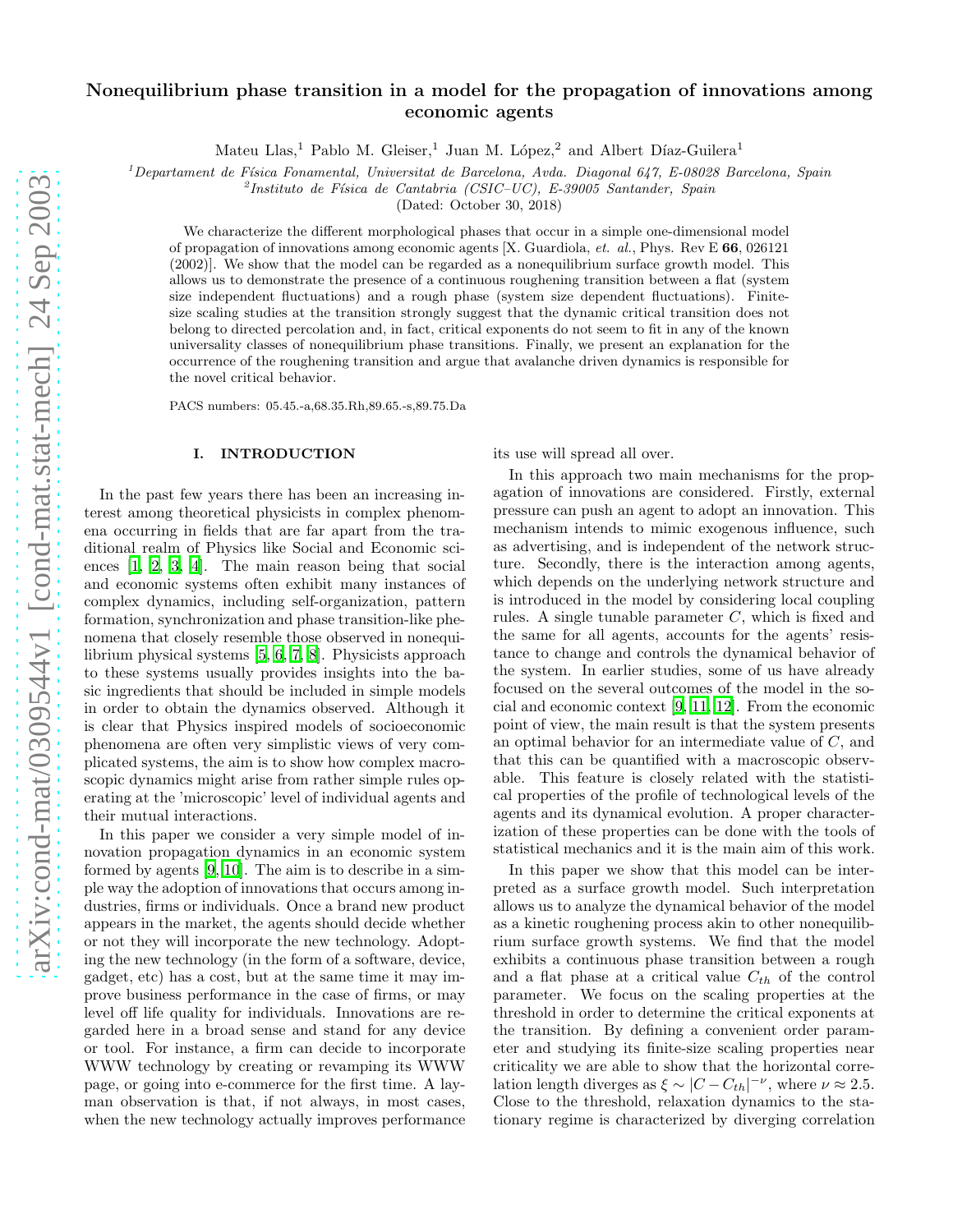# Nonequilibrium phase transition in a model for the propagation of innovations among economic agents

Mateu Llas,[1] Pablo M. Gleiser,[1] Juan M. López,[2] and Albert Díaz-Guilera[1]

[1]*Departament de Física Fonamental, Universitat de Barcelona, Avda. Diagonal 647, E-08028 Barcelona, Spain*
[2]*Instituto de Física de Cantabria (CSIC–UC), E-39005 Santander, Spain*

(Dated: October 30, 2018)

We characterize the different morphological phases that occur in a simple one-dimensional model of propagation of innovations among economic agents [X. Guardiola, *et. al.*, Phys. Rev E **66**, 026121 (2002)]. We show that the model can be regarded as a nonequilibrium surface growth model. This allows us to demonstrate the presence of a continuous roughening transition between a flat (system size independent fluctuations) and a rough phase (system size dependent fluctuations). Finite-size scaling studies at the transition strongly suggest that the dynamic critical transition does not belong to directed percolation and, in fact, critical exponents do not seem to fit in any of the known universality classes of nonequilibrium phase transitions. Finally, we present an explanation for the occurrence of the roughening transition and argue that avalanche driven dynamics is responsible for the novel critical behavior.

PACS numbers: 05.45.-a,68.35.Rh,89.65.-s,89.75.Da

## I. INTRODUCTION

In the past few years there has been an increasing interest among theoretical physicists in complex phenomena occurring in fields that are far apart from the traditional realm of Physics like Social and Economic sciences [1, 2, 3, 4]. The main reason being that social and economic systems often exhibit many instances of complex dynamics, including self-organization, pattern formation, synchronization and phase transition-like phenomena that closely resemble those observed in nonequilibrium physical systems [5, 6, 7, 8]. Physicists approach to these systems usually provides insights into the basic ingredients that should be included in simple models in order to obtain the dynamics observed. Although it is clear that Physics inspired models of socioeconomic phenomena are often very simplistic views of very complicated systems, the aim is to show how complex macroscopic dynamics might arise from rather simple rules operating at the 'microscopic' level of individual agents and their mutual interactions.

In this paper we consider a very simple model of innovation propagation dynamics in an economic system formed by agents [9, 10]. The aim is to describe in a simple way the adoption of innovations that occurs among industries, firms or individuals. Once a brand new product appears in the market, the agents should decide whether or not they will incorporate the new technology. Adopting the new technology (in the form of a software, device, gadget, etc) has a cost, but at the same time it may improve business performance in the case of firms, or may level off life quality for individuals. Innovations are regarded here in a broad sense and stand for any device or tool. For instance, a firm can decide to incorporate WWW technology by creating or revamping its WWW page, or going into e-commerce for the first time. A layman observation is that, if not always, in most cases, when the new technology actually improves performance its use will spread all over.

In this approach two main mechanisms for the propagation of innovations are considered. Firstly, external pressure can push an agent to adopt an innovation. This mechanism intends to mimic exogenous influence, such as advertising, and is independent of the network structure. Secondly, there is the interaction among agents, which depends on the underlying network structure and is introduced in the model by considering local coupling rules. A single tunable parameter $C$, which is fixed and the same for all agents, accounts for the agents' resistance to change and controls the dynamical behavior of the system. In earlier studies, some of us have already focused on the several outcomes of the model in the social and economic context [9, 11, 12]. From the economic point of view, the main result is that the system presents an optimal behavior for an intermediate value of $C$, and that this can be quantified with a macroscopic observable. This feature is closely related with the statistical properties of the profile of technological levels of the agents and its dynamical evolution. A proper characterization of these properties can be done with the tools of statistical mechanics and it is the main aim of this work.

In this paper we show that this model can be interpreted as a surface growth model. Such interpretation allows us to analyze the dynamical behavior of the model as a kinetic roughening process akin to other nonequilibrium surface growth systems. We find that the model exhibits a continuous phase transition between a rough and a flat phase at a critical value $C_{th}$ of the control parameter. We focus on the scaling properties at the threshold in order to determine the critical exponents at the transition. By defining a convenient order parameter and studying its finite-size scaling properties near criticality we are able to show that the horizontal correlation length diverges as $\xi \sim |C - C_{th}|^{-\nu}$, where $\nu \approx 2.5$. Close to the threshold, relaxation dynamics to the stationary regime is characterized by diverging correlation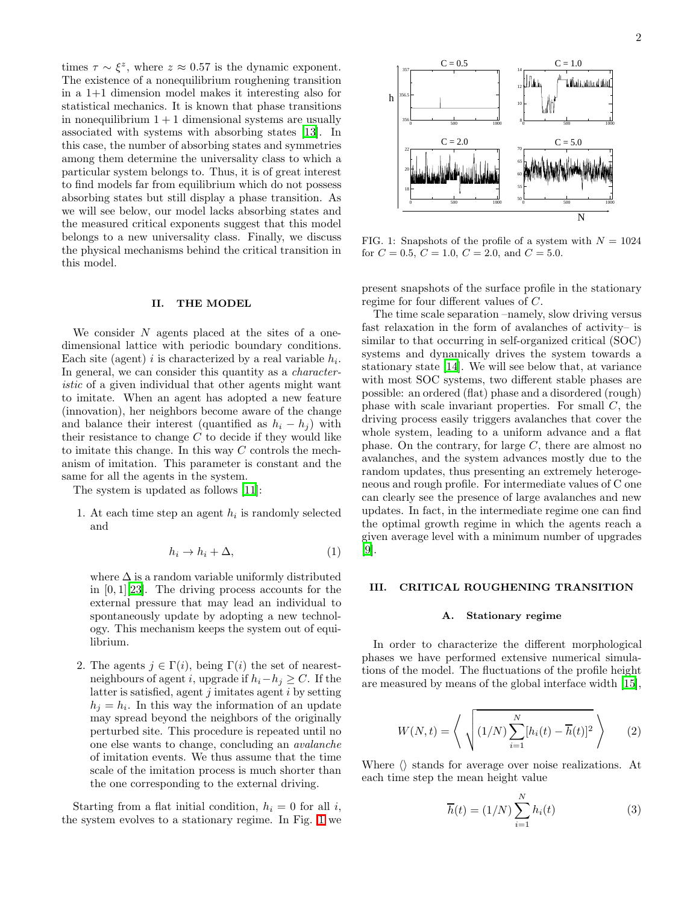times $\tau \sim \xi^z$, where $z \approx 0.57$ is the dynamic exponent. The existence of a nonequilibrium roughening transition in a 1+1 dimension model makes it interesting also for statistical mechanics. It is known that phase transitions in nonequilibrium $1+1$ dimensional systems are usually associated with systems with absorbing states [13]. In this case, the number of absorbing states and symmetries among them determine the universality class to which a particular system belongs to. Thus, it is of great interest to find models far from equilibrium which do not possess absorbing states but still display a phase transition. As we will see below, our model lacks absorbing states and the measured critical exponents suggest that this model belongs to a new universality class. Finally, we discuss the physical mechanisms behind the critical transition in this model.

## II. THE MODEL

We consider $N$ agents placed at the sites of a one-dimensional lattice with periodic boundary conditions. Each site (agent) $i$ is characterized by a real variable $h_i$. In general, we can consider this quantity as a *characteristic* of a given individual that other agents might want to imitate. When an agent has adopted a new feature (innovation), her neighbors become aware of the change and balance their interest (quantified as $h_i - h_j$) with their resistance to change $C$ to decide if they would like to imitate this change. In this way $C$ controls the mechanism of imitation. This parameter is constant and the same for all the agents in the system.

The system is updated as follows [11]:

1. At each time step an agent $h_i$ is randomly selected and

$$h_i \rightarrow h_i + \Delta, \tag{1}$$

where $\Delta$ is a random variable uniformly distributed in $[0,1]$[23]. The driving process accounts for the external pressure that may lead an individual to spontaneously update by adopting a new technology. This mechanism keeps the system out of equilibrium.

2. The agents $j \in \Gamma(i)$, being $\Gamma(i)$ the set of nearest-neighbours of agent $i$, upgrade if $h_i - h_j \geq C$. If the latter is satisfied, agent $j$ imitates agent $i$ by setting $h_j = h_i$. In this way the information of an update may spread beyond the neighbors of the originally perturbed site. This procedure is repeated until no one else wants to change, concluding an *avalanche* of imitation events. We thus assume that the time scale of the imitation process is much shorter than the one corresponding to the external driving.

Starting from a flat initial condition, $h_i = 0$ for all $i$, the system evolves to a stationary regime. In Fig. 1 we present snapshots of the surface profile in the stationary regime for four different values of $C$.

FIG. 1: Snapshots of the profile of a system with $N = 1024$ for $C = 0.5$, $C = 1.0$, $C = 2.0$, and $C = 5.0$.

The time scale separation –namely, slow driving versus fast relaxation in the form of avalanches of activity– is similar to that occurring in self-organized critical (SOC) systems and dynamically drives the system towards a stationary state [14]. We will see below that, at variance with most SOC systems, two different stable phases are possible: an ordered (flat) phase and a disordered (rough) phase with scale invariant properties. For small $C$, the driving process easily triggers avalanches that cover the whole system, leading to a uniform advance and a flat phase. On the contrary, for large $C$, there are almost no avalanches, and the system advances mostly due to the random updates, thus presenting an extremely heterogeneous and rough profile. For intermediate values of C one can clearly see the presence of large avalanches and new updates. In fact, in the intermediate regime one can find the optimal growth regime in which the agents reach a given average level with a minimum number of upgrades [9].

## III. CRITICAL ROUGHENING TRANSITION

### A. Stationary regime

In order to characterize the different morphological phases we have performed extensive numerical simulations of the model. The fluctuations of the profile height are measured by means of the global interface width [15],

$$W(N,t) = \left\langle \sqrt{(1/N)\sum_{i=1}^{N}[h_i(t) - \overline{h}(t)]^2} \right\rangle \tag{2}$$

Where $\langle\rangle$ stands for average over noise realizations. At each time step the mean height value

$$\overline{h}(t) = (1/N)\sum_{i=1}^{N} h_i(t) \tag{3}$$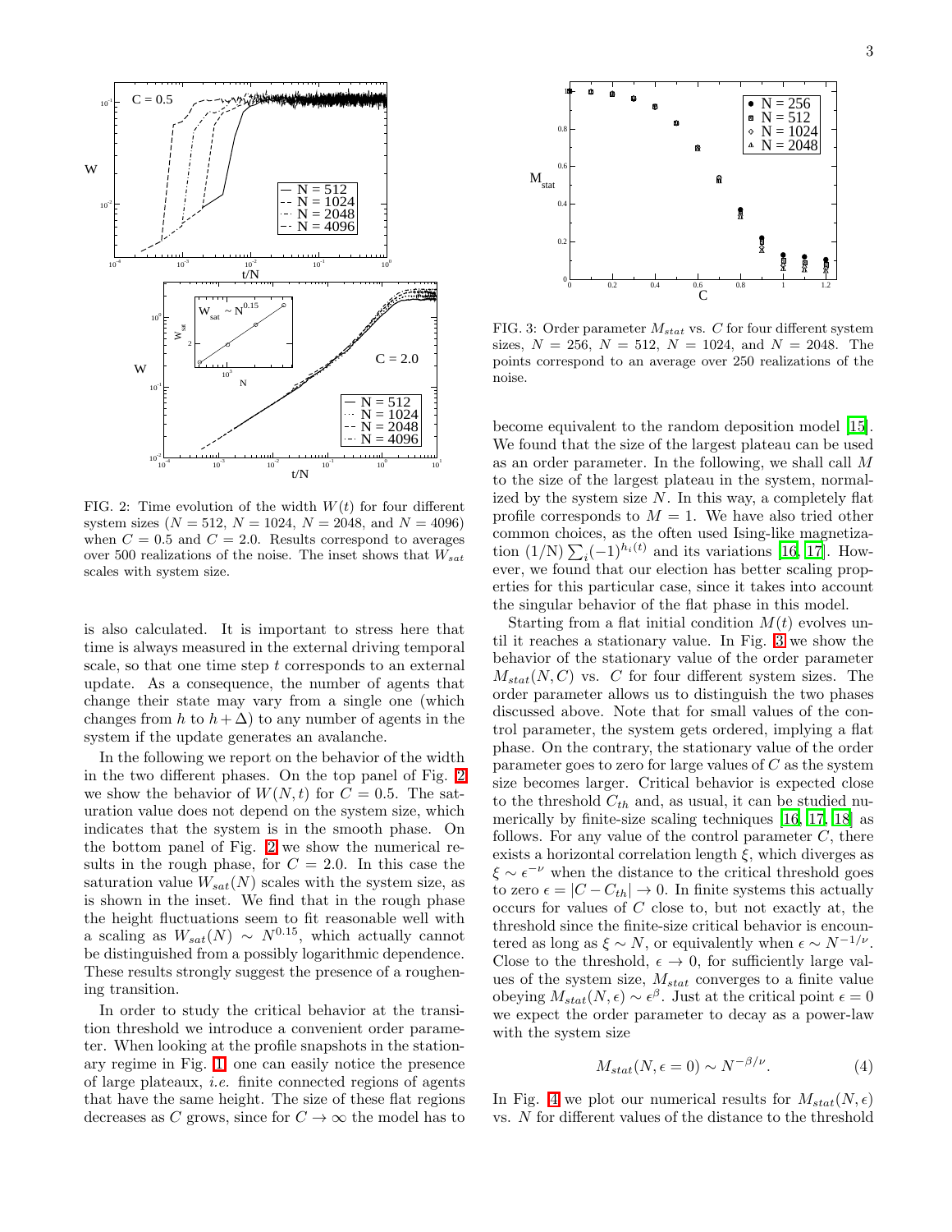FIG. 2: Time evolution of the width $W(t)$ for four different system sizes ($N = 512$, $N = 1024$, $N = 2048$, and $N = 4096$) when $C = 0.5$ and $C = 2.0$. Results correspond to averages over 500 realizations of the noise. The inset shows that $W_{sat}$ scales with system size.

FIG. 3: Order parameter $M_{stat}$ vs. $C$ for four different system sizes, $N = 256$, $N = 512$, $N = 1024$, and $N = 2048$. The points correspond to an average over 250 realizations of the noise.

is also calculated. It is important to stress here that time is always measured in the external driving temporal scale, so that one time step $t$ corresponds to an external update. As a consequence, the number of agents that change their state may vary from a single one (which changes from $h$ to $h+\Delta$) to any number of agents in the system if the update generates an avalanche.

In the following we report on the behavior of the width in the two different phases. On the top panel of Fig. 2 we show the behavior of $W(N,t)$ for $C = 0.5$. The saturation value does not depend on the system size, which indicates that the system is in the smooth phase. On the bottom panel of Fig. 2 we show the numerical results in the rough phase, for $C = 2.0$. In this case the saturation value $W_{sat}(N)$ scales with the system size, as is shown in the inset. We find that in the rough phase the height fluctuations seem to fit reasonable well with a scaling as $W_{sat}(N) \sim N^{0.15}$, which actually cannot be distinguished from a possibly logarithmic dependence. These results strongly suggest the presence of a roughening transition.

In order to study the critical behavior at the transition threshold we introduce a convenient order parameter. When looking at the profile snapshots in the stationary regime in Fig. 1 one can easily notice the presence of large plateaus, *i.e.* finite connected regions of agents that have the same height. The size of these flat regions decreases as $C$ grows, since for $C \to \infty$ the model has to become equivalent to the random deposition model [15]. We found that the size of the largest plateau can be used as an order parameter. In the following, we shall call $M$ to the size of the largest plateau in the system, normalized by the system size $N$. In this way, a completely flat profile corresponds to $M = 1$. We have also tried other common choices, as the often used Ising-like magnetization $(1/\mathrm{N})\sum_i (-1)^{h_i(t)}$ and its variations [16, 17]. However, we found that our election has better scaling properties for this particular case, since it takes into account the singular behavior of the flat phase in this model.

Starting from a flat initial condition $M(t)$ evolves until it reaches a stationary value. In Fig. 3 we show the behavior of the stationary value of the order parameter $M_{stat}(N,C)$ vs. $C$ for four different system sizes. The order parameter allows us to distinguish the two phases discussed above. Note that for small values of the control parameter, the system gets ordered, implying a flat phase. On the contrary, the stationary value of the order parameter goes to zero for large values of $C$ as the system size becomes larger. Critical behavior is expected close to the threshold $C_{th}$ and, as usual, it can be studied numerically by finite-size scaling techniques [16, 17, 18] as follows. For any value of the control parameter $C$, there exists a horizontal correlation length $\xi$, which diverges as $\xi \sim \epsilon^{-\nu}$ when the distance to the critical threshold goes to zero $\epsilon = |C - C_{th}| \to 0$. In finite systems this actually occurs for values of $C$ close to, but not exactly at, the threshold since the finite-size critical behavior is encountered as long as $\xi \sim N$, or equivalently when $\epsilon \sim N^{-1/\nu}$. Close to the threshold, $\epsilon \to 0$, for sufficiently large values of the system size, $M_{stat}$ converges to a finite value obeying $M_{stat}(N,\epsilon) \sim \epsilon^{\beta}$. Just at the critical point $\epsilon = 0$ we expect the order parameter to decay as a power-law with the system size

$$M_{stat}(N, \epsilon = 0) \sim N^{-\beta/\nu}. \tag{4}$$

In Fig. 4 we plot our numerical results for $M_{stat}(N,\epsilon)$ vs. $N$ for different values of the distance to the threshold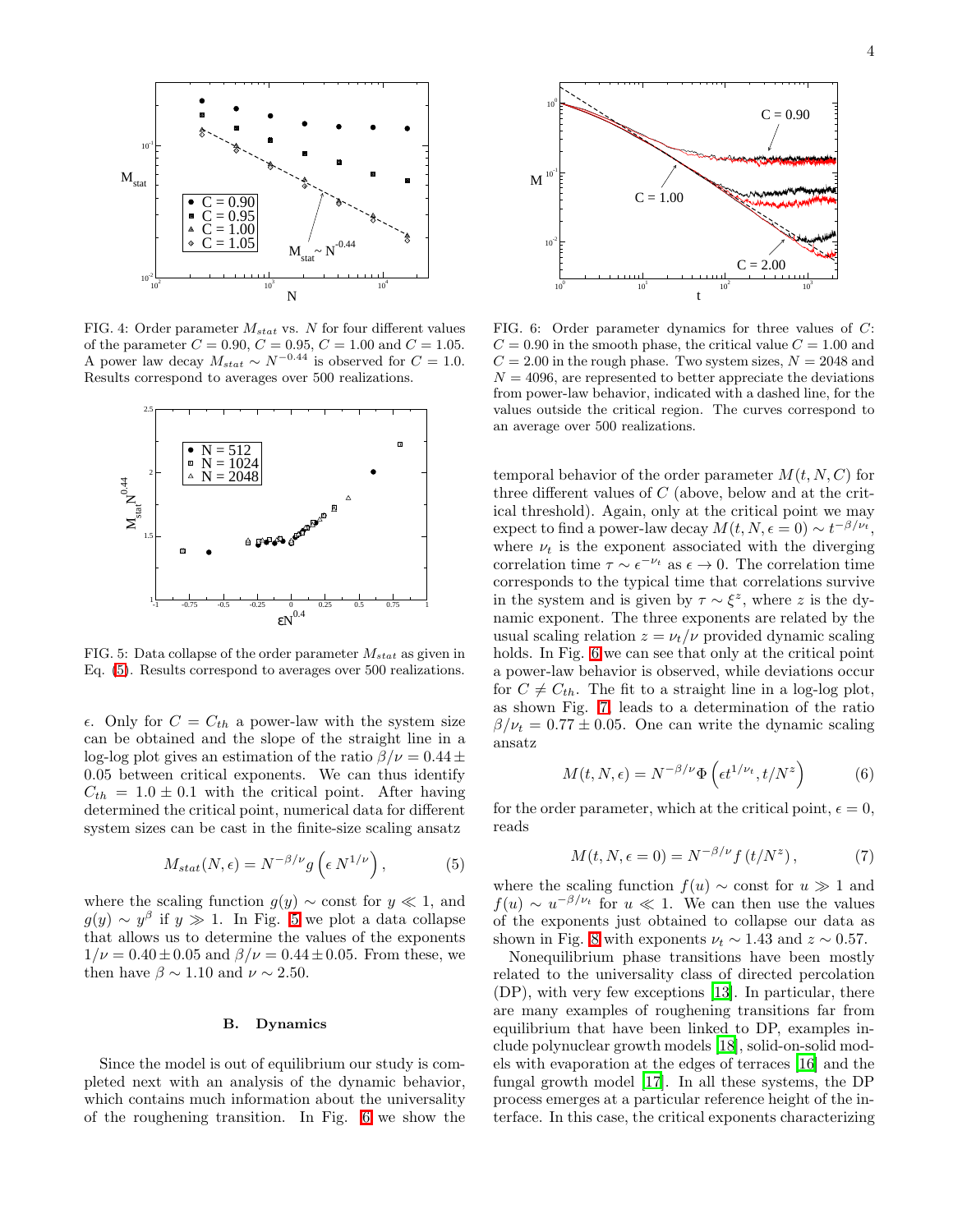FIG. 4: Order parameter $M_{stat}$ vs. $N$ for four different values of the parameter $C = 0.90$, $C = 0.95$, $C = 1.00$ and $C = 1.05$. A power law decay $M_{stat} \sim N^{-0.44}$ is observed for $C = 1.0$. Results correspond to averages over 500 realizations.

FIG. 5: Data collapse of the order parameter $M_{stat}$ as given in Eq. (5). Results correspond to averages over 500 realizations.

$\epsilon$. Only for $C = C_{th}$ a power-law with the system size can be obtained and the slope of the straight line in a log-log plot gives an estimation of the ratio $\beta/\nu = 0.44 \pm 0.05$ between critical exponents. We can thus identify $C_{th} = 1.0 \pm 0.1$ with the critical point. After having determined the critical point, numerical data for different system sizes can be cast in the finite-size scaling ansatz

$$M_{stat}(N, \epsilon) = N^{-\beta/\nu} g\left(\epsilon\, N^{1/\nu}\right), \tag{5}$$

where the scaling function $g(y) \sim$ const for $y \ll 1$, and $g(y) \sim y^{\beta}$ if $y \gg 1$. In Fig. 5 we plot a data collapse that allows us to determine the values of the exponents $1/\nu = 0.40 \pm 0.05$ and $\beta/\nu = 0.44 \pm 0.05$. From these, we then have $\beta \sim 1.10$ and $\nu \sim 2.50$.

### B. Dynamics

Since the model is out of equilibrium our study is completed next with an analysis of the dynamic behavior, which contains much information about the universality of the roughening transition. In Fig. 6 we show the

FIG. 6: Order parameter dynamics for three values of $C$: $C = 0.90$ in the smooth phase, the critical value $C = 1.00$ and $C = 2.00$ in the rough phase. Two system sizes, $N = 2048$ and $N = 4096$, are represented to better appreciate the deviations from power-law behavior, indicated with a dashed line, for the values outside the critical region. The curves correspond to an average over 500 realizations.

temporal behavior of the order parameter $M(t, N, C)$ for three different values of $C$ (above, below and at the critical threshold). Again, only at the critical point we may expect to find a power-law decay $M(t, N, \epsilon = 0) \sim t^{-\beta/\nu_t}$, where $\nu_t$ is the exponent associated with the diverging correlation time $\tau \sim \epsilon^{-\nu_t}$ as $\epsilon \to 0$. The correlation time corresponds to the typical time that correlations survive in the system and is given by $\tau \sim \xi^{z}$, where $z$ is the dynamic exponent. The three exponents are related by the usual scaling relation $z = \nu_t/\nu$ provided dynamic scaling holds. In Fig. 6 we can see that only at the critical point a power-law behavior is observed, while deviations occur for $C \neq C_{th}$. The fit to a straight line in a log-log plot, as shown Fig. 7, leads to a determination of the ratio $\beta/\nu_t = 0.77 \pm 0.05$. One can write the dynamic scaling ansatz

$$M(t, N, \epsilon) = N^{-\beta/\nu} \Phi\left(\epsilon t^{1/\nu_t}, t/N^{z}\right) \tag{6}$$

for the order parameter, which at the critical point, $\epsilon = 0$, reads

$$M(t, N, \epsilon = 0) = N^{-\beta/\nu} f\left(t/N^{z}\right), \tag{7}$$

where the scaling function $f(u) \sim$ const for $u \gg 1$ and $f(u) \sim u^{-\beta/\nu_t}$ for $u \ll 1$. We can then use the values of the exponents just obtained to collapse our data as shown in Fig. 8 with exponents $\nu_t \sim 1.43$ and $z \sim 0.57$.

Nonequilibrium phase transitions have been mostly related to the universality class of directed percolation (DP), with very few exceptions [13]. In particular, there are many examples of roughening transitions far from equilibrium that have been linked to DP, examples include polynuclear growth models [18], solid-on-solid models with evaporation at the edges of terraces [16] and the fungal growth model [17]. In all these systems, the DP process emerges at a particular reference height of the interface. In this case, the critical exponents characterizing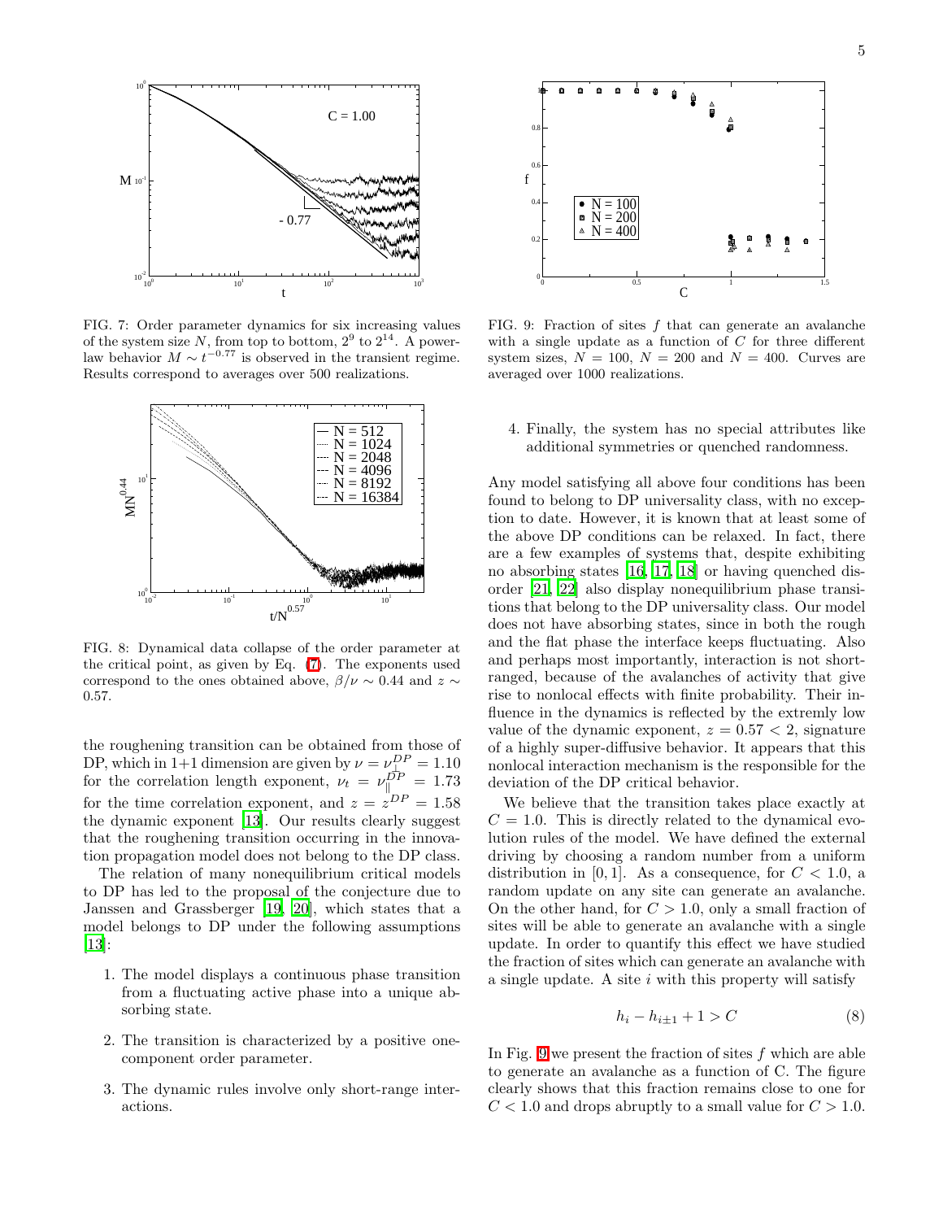FIG. 7: Order parameter dynamics for six increasing values of the system size $N$, from top to bottom, $2^9$ to $2^{14}$. A power-law behavior $M \sim t^{-0.77}$ is observed in the transient regime. Results correspond to averages over 500 realizations.

FIG. 8: Dynamical data collapse of the order parameter at the critical point, as given by Eq. (7). The exponents used correspond to the ones obtained above, $\beta/\nu \sim 0.44$ and $z \sim 0.57$.

the roughening transition can be obtained from those of DP, which in 1+1 dimension are given by $\nu = \nu_\perp^{DP} = 1.10$ for the correlation length exponent, $\nu_t = \nu_\parallel^{DP} = 1.73$ for the time correlation exponent, and $z = z^{DP} = 1.58$ the dynamic exponent [13]. Our results clearly suggest that the roughening transition occurring in the innovation propagation model does not belong to the DP class.

The relation of many nonequilibrium critical models to DP has led to the proposal of the conjecture due to Janssen and Grassberger [19, 20], which states that a model belongs to DP under the following assumptions [13]:

1. The model displays a continuous phase transition from a fluctuating active phase into a unique absorbing state.
2. The transition is characterized by a positive one-component order parameter.
3. The dynamic rules involve only short-range interactions.

FIG. 9: Fraction of sites $f$ that can generate an avalanche with a single update as a function of $C$ for three different system sizes, $N = 100$, $N = 200$ and $N = 400$. Curves are averaged over 1000 realizations.

4. Finally, the system has no special attributes like additional symmetries or quenched randomness.

Any model satisfying all above four conditions has been found to belong to DP universality class, with no exception to date. However, it is known that at least some of the above DP conditions can be relaxed. In fact, there are a few examples of systems that, despite exhibiting no absorbing states [16, 17, 18] or having quenched disorder [21, 22] also display nonequilibrium phase transitions that belong to the DP universality class. Our model does not have absorbing states, since in both the rough and the flat phase the interface keeps fluctuating. Also and perhaps most importantly, interaction is not short-ranged, because of the avalanches of activity that give rise to nonlocal effects with finite probability. Their influence in the dynamics is reflected by the extremly low value of the dynamic exponent, $z = 0.57 < 2$, signature of a highly super-diffusive behavior. It appears that this nonlocal interaction mechanism is the responsible for the deviation of the DP critical behavior.

We believe that the transition takes place exactly at $C = 1.0$. This is directly related to the dynamical evolution rules of the model. We have defined the external driving by choosing a random number from a uniform distribution in $[0, 1]$. As a consequence, for $C < 1.0$, a random update on any site can generate an avalanche. On the other hand, for $C > 1.0$, only a small fraction of sites will be able to generate an avalanche with a single update. In order to quantify this effect we have studied the fraction of sites which can generate an avalanche with a single update. A site $i$ with this property will satisfy

$$h_i - h_{i\pm1} + 1 > C \tag{8}$$

In Fig. 9 we present the fraction of sites $f$ which are able to generate an avalanche as a function of C. The figure clearly shows that this fraction remains close to one for $C < 1.0$ and drops abruptly to a small value for $C > 1.0$.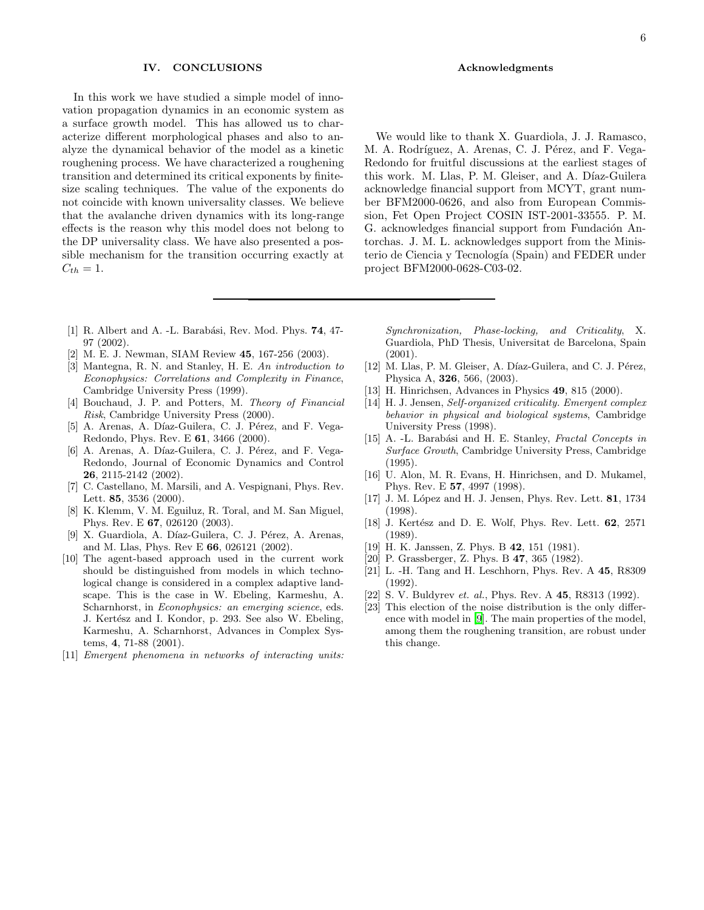## IV. CONCLUSIONS

In this work we have studied a simple model of innovation propagation dynamics in an economic system as a surface growth model. This has allowed us to characterize different morphological phases and also to analyze the dynamical behavior of the model as a kinetic roughening process. We have characterized a roughening transition and determined its critical exponents by finite-size scaling techniques. The value of the exponents do not coincide with known universality classes. We believe that the avalanche driven dynamics with its long-range effects is the reason why this model does not belong to the DP universality class. We have also presented a possible mechanism for the transition occurring exactly at $C_{th} = 1$.

### Acknowledgments

We would like to thank X. Guardiola, J. J. Ramasco, M. A. Rodríguez, A. Arenas, C. J. Pérez, and F. Vega-Redondo for fruitful discussions at the earliest stages of this work. M. Llas, P. M. Gleiser, and A. Díaz-Guilera acknowledge financial support from MCYT, grant number BFM2000-0626, and also from European Commission, Fet Open Project COSIN IST-2001-33555. P. M. G. acknowledges financial support from Fundación Antorchas. J. M. L. acknowledges support from the Ministerio de Ciencia y Tecnología (Spain) and FEDER under project BFM2000-0628-C03-02.

---

[1] R. Albert and A. -L. Barabási, Rev. Mod. Phys. **74**, 47-97 (2002).

[2] M. E. J. Newman, SIAM Review **45**, 167-256 (2003).

[3] Mantegna, R. N. and Stanley, H. E. *An introduction to Econophysics: Correlations and Complexity in Finance*, Cambridge University Press (1999).

[4] Bouchaud, J. P. and Potters, M. *Theory of Financial Risk*, Cambridge University Press (2000).

[5] A. Arenas, A. Díaz-Guilera, C. J. Pérez, and F. Vega-Redondo, Phys. Rev. E **61**, 3466 (2000).

[6] A. Arenas, A. Díaz-Guilera, C. J. Pérez, and F. Vega-Redondo, Journal of Economic Dynamics and Control **26**, 2115-2142 (2002).

[7] C. Castellano, M. Marsili, and A. Vespignani, Phys. Rev. Lett. **85**, 3536 (2000).

[8] K. Klemm, V. M. Eguiluz, R. Toral, and M. San Miguel, Phys. Rev. E **67**, 026120 (2003).

[9] X. Guardiola, A. Díaz-Guilera, C. J. Pérez, A. Arenas, and M. Llas, Phys. Rev E **66**, 026121 (2002).

[10] The agent-based approach used in the current work should be distinguished from models in which technological change is considered in a complex adaptive landscape. This is the case in W. Ebeling, Karmeshu, A. Scharnhorst, in *Econophysics: an emerging science*, eds. J. Kertész and I. Kondor, p. 293. See also W. Ebeling, Karmeshu, A. Scharnhorst, Advances in Complex Systems, **4**, 71-88 (2001).

[11] *Emergent phenomena in networks of interacting units: Synchronization, Phase-locking, and Criticality*, X. Guardiola, PhD Thesis, Universitat de Barcelona, Spain (2001).

[12] M. Llas, P. M. Gleiser, A. Díaz-Guilera, and C. J. Pérez, Physica A, **326**, 566, (2003).

[13] H. Hinrichsen, Advances in Physics **49**, 815 (2000).

[14] H. J. Jensen, *Self-organized criticality. Emergent complex behavior in physical and biological systems*, Cambridge University Press (1998).

[15] A. -L. Barabási and H. E. Stanley, *Fractal Concepts in Surface Growth*, Cambridge University Press, Cambridge (1995).

[16] U. Alon, M. R. Evans, H. Hinrichsen, and D. Mukamel, Phys. Rev. E **57**, 4997 (1998).

[17] J. M. López and H. J. Jensen, Phys. Rev. Lett. **81**, 1734 (1998).

[18] J. Kertész and D. E. Wolf, Phys. Rev. Lett. **62**, 2571 (1989).

[19] H. K. Janssen, Z. Phys. B **42**, 151 (1981).

[20] P. Grassberger, Z. Phys. B **47**, 365 (1982).

[21] L. -H. Tang and H. Leschhorn, Phys. Rev. A **45**, R8309 (1992).

[22] S. V. Buldyrev *et. al.*, Phys. Rev. A **45**, R8313 (1992).

[23] This election of the noise distribution is the only difference with model in [9]. The main properties of the model, among them the roughening transition, are robust under this change.